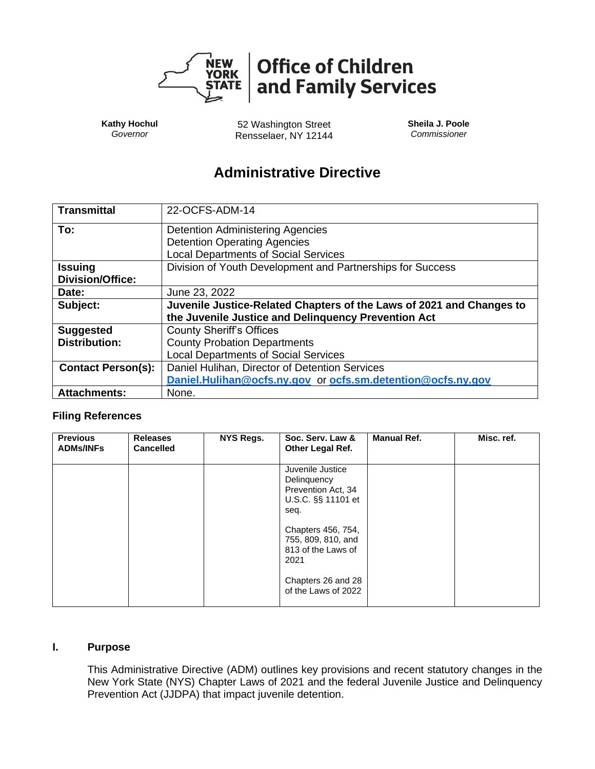**Office of Children and Family Services**

**Kathy Hochul**
*Governor*

52 Washington Street
Rensselaer, NY 12144

**Sheila J. Poole**
*Commissioner*

# Administrative Directive

| **Transmittal** | 22-OCFS-ADM-14 |
|---|---|
| **To:** | Detention Administering Agencies<br>Detention Operating Agencies<br>Local Departments of Social Services |
| **Issuing Division/Office:** | Division of Youth Development and Partnerships for Success |
| **Date:** | June 23, 2022 |
| **Subject:** | **Juvenile Justice-Related Chapters of the Laws of 2021 and Changes to the Juvenile Justice and Delinquency Prevention Act** |
| **Suggested Distribution:** | County Sheriff's Offices<br>County Probation Departments<br>Local Departments of Social Services |
| **Contact Person(s):** | Daniel Hulihan, Director of Detention Services<br>**Daniel.Hulihan@ocfs.ny.gov** or **ocfs.sm.detention@ocfs.ny.gov** |
| **Attachments:** | None. |

### Filing References

| Previous ADMs/INFs | Releases Cancelled | NYS Regs. | Soc. Serv. Law & Other Legal Ref. | Manual Ref. | Misc. ref. |
|---|---|---|---|---|---|
| | | | Juvenile Justice Delinquency Prevention Act, 34 U.S.C. §§ 11101 et seq.<br><br>Chapters 456, 754, 755, 809, 810, and 813 of the Laws of 2021<br><br>Chapters 26 and 28 of the Laws of 2022 | | |

## I. Purpose

This Administrative Directive (ADM) outlines key provisions and recent statutory changes in the New York State (NYS) Chapter Laws of 2021 and the federal Juvenile Justice and Delinquency Prevention Act (JJDPA) that impact juvenile detention.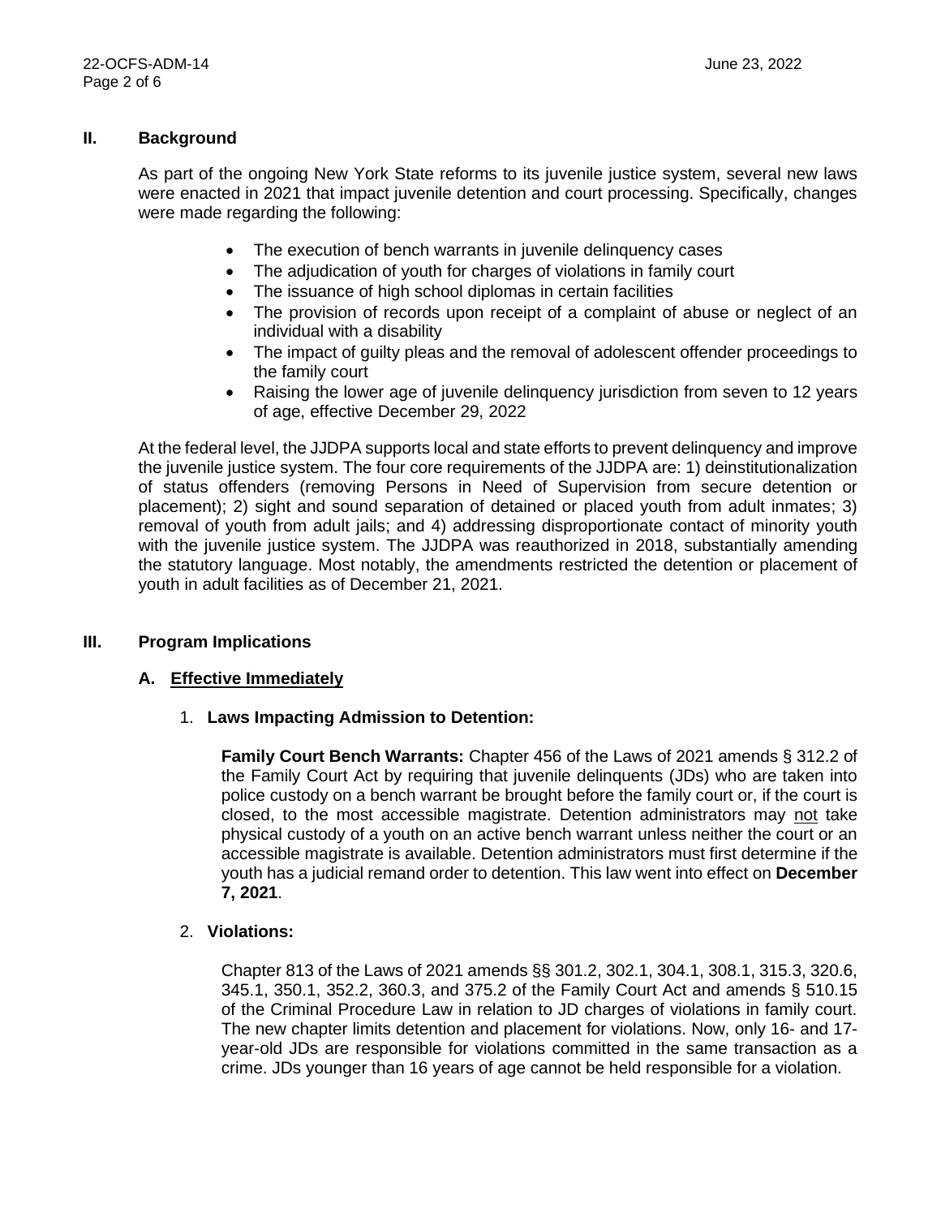## II. Background

As part of the ongoing New York State reforms to its juvenile justice system, several new laws were enacted in 2021 that impact juvenile detention and court processing. Specifically, changes were made regarding the following:

- The execution of bench warrants in juvenile delinquency cases
- The adjudication of youth for charges of violations in family court
- The issuance of high school diplomas in certain facilities
- The provision of records upon receipt of a complaint of abuse or neglect of an individual with a disability
- The impact of guilty pleas and the removal of adolescent offender proceedings to the family court
- Raising the lower age of juvenile delinquency jurisdiction from seven to 12 years of age, effective December 29, 2022

At the federal level, the JJDPA supports local and state efforts to prevent delinquency and improve the juvenile justice system. The four core requirements of the JJDPA are: 1) deinstitutionalization of status offenders (removing Persons in Need of Supervision from secure detention or placement); 2) sight and sound separation of detained or placed youth from adult inmates; 3) removal of youth from adult jails; and 4) addressing disproportionate contact of minority youth with the juvenile justice system. The JJDPA was reauthorized in 2018, substantially amending the statutory language. Most notably, the amendments restricted the detention or placement of youth in adult facilities as of December 21, 2021.

## III. Program Implications

### A. Effective Immediately

1. **Laws Impacting Admission to Detention:**

   **Family Court Bench Warrants:** Chapter 456 of the Laws of 2021 amends § 312.2 of the Family Court Act by requiring that juvenile delinquents (JDs) who are taken into police custody on a bench warrant be brought before the family court or, if the court is closed, to the most accessible magistrate. Detention administrators may not take physical custody of a youth on an active bench warrant unless neither the court or an accessible magistrate is available. Detention administrators must first determine if the youth has a judicial remand order to detention. This law went into effect on **December 7, 2021**.

2. **Violations:**

   Chapter 813 of the Laws of 2021 amends §§ 301.2, 302.1, 304.1, 308.1, 315.3, 320.6, 345.1, 350.1, 352.2, 360.3, and 375.2 of the Family Court Act and amends § 510.15 of the Criminal Procedure Law in relation to JD charges of violations in family court. The new chapter limits detention and placement for violations. Now, only 16- and 17-year-old JDs are responsible for violations committed in the same transaction as a crime. JDs younger than 16 years of age cannot be held responsible for a violation.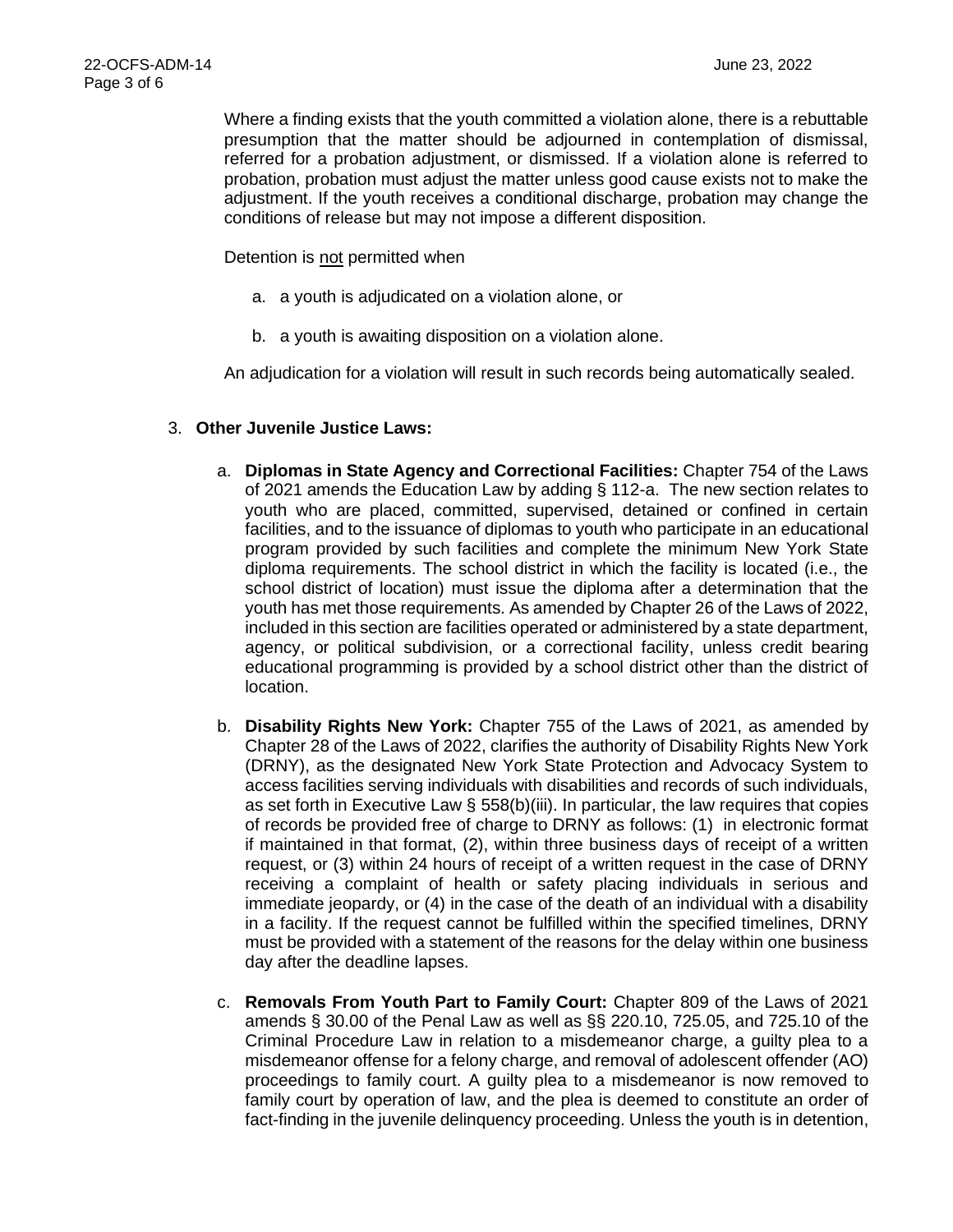Where a finding exists that the youth committed a violation alone, there is a rebuttable presumption that the matter should be adjourned in contemplation of dismissal, referred for a probation adjustment, or dismissed. If a violation alone is referred to probation, probation must adjust the matter unless good cause exists not to make the adjustment. If the youth receives a conditional discharge, probation may change the conditions of release but may not impose a different disposition.

Detention is not permitted when

a. a youth is adjudicated on a violation alone, or

b. a youth is awaiting disposition on a violation alone.

An adjudication for a violation will result in such records being automatically sealed.

3. **Other Juvenile Justice Laws:**

   a. **Diplomas in State Agency and Correctional Facilities:** Chapter 754 of the Laws of 2021 amends the Education Law by adding § 112-a. The new section relates to youth who are placed, committed, supervised, detained or confined in certain facilities, and to the issuance of diplomas to youth who participate in an educational program provided by such facilities and complete the minimum New York State diploma requirements. The school district in which the facility is located (i.e., the school district of location) must issue the diploma after a determination that the youth has met those requirements. As amended by Chapter 26 of the Laws of 2022, included in this section are facilities operated or administered by a state department, agency, or political subdivision, or a correctional facility, unless credit bearing educational programming is provided by a school district other than the district of location.

   b. **Disability Rights New York:** Chapter 755 of the Laws of 2021, as amended by Chapter 28 of the Laws of 2022, clarifies the authority of Disability Rights New York (DRNY), as the designated New York State Protection and Advocacy System to access facilities serving individuals with disabilities and records of such individuals, as set forth in Executive Law § 558(b)(iii). In particular, the law requires that copies of records be provided free of charge to DRNY as follows: (1) in electronic format if maintained in that format, (2), within three business days of receipt of a written request, or (3) within 24 hours of receipt of a written request in the case of DRNY receiving a complaint of health or safety placing individuals in serious and immediate jeopardy, or (4) in the case of the death of an individual with a disability in a facility. If the request cannot be fulfilled within the specified timelines, DRNY must be provided with a statement of the reasons for the delay within one business day after the deadline lapses.

   c. **Removals From Youth Part to Family Court:** Chapter 809 of the Laws of 2021 amends § 30.00 of the Penal Law as well as §§ 220.10, 725.05, and 725.10 of the Criminal Procedure Law in relation to a misdemeanor charge, a guilty plea to a misdemeanor offense for a felony charge, and removal of adolescent offender (AO) proceedings to family court. A guilty plea to a misdemeanor is now removed to family court by operation of law, and the plea is deemed to constitute an order of fact-finding in the juvenile delinquency proceeding. Unless the youth is in detention,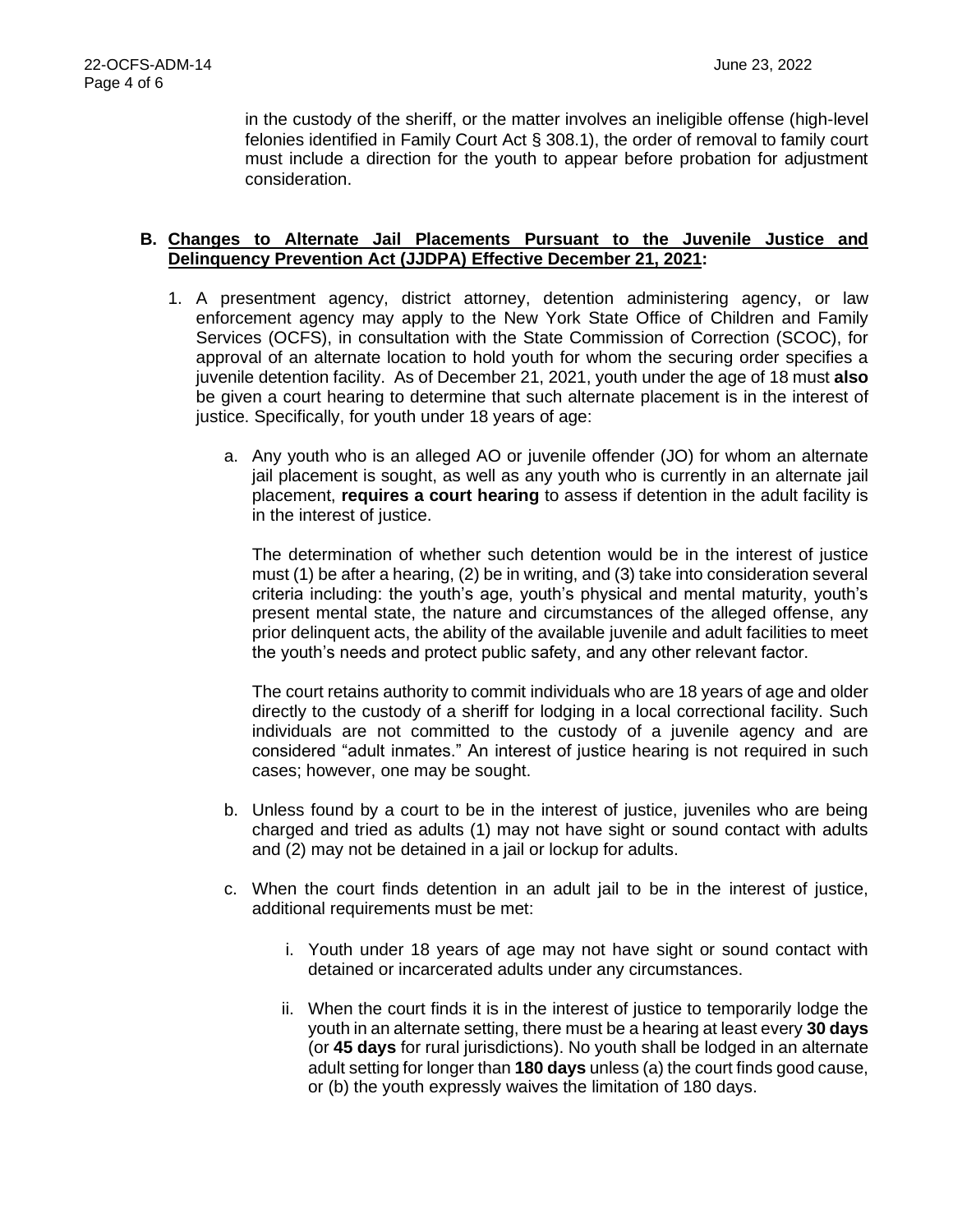in the custody of the sheriff, or the matter involves an ineligible offense (high-level felonies identified in Family Court Act § 308.1), the order of removal to family court must include a direction for the youth to appear before probation for adjustment consideration.

**B. <u>Changes to Alternate Jail Placements Pursuant to the Juvenile Justice and Delinquency Prevention Act (JJDPA) Effective December 21, 2021</u>:**

1. A presentment agency, district attorney, detention administering agency, or law enforcement agency may apply to the New York State Office of Children and Family Services (OCFS), in consultation with the State Commission of Correction (SCOC), for approval of an alternate location to hold youth for whom the securing order specifies a juvenile detention facility. As of December 21, 2021, youth under the age of 18 must **also** be given a court hearing to determine that such alternate placement is in the interest of justice. Specifically, for youth under 18 years of age:

   a. Any youth who is an alleged AO or juvenile offender (JO) for whom an alternate jail placement is sought, as well as any youth who is currently in an alternate jail placement, **requires a court hearing** to assess if detention in the adult facility is in the interest of justice.

      The determination of whether such detention would be in the interest of justice must (1) be after a hearing, (2) be in writing, and (3) take into consideration several criteria including: the youth's age, youth's physical and mental maturity, youth's present mental state, the nature and circumstances of the alleged offense, any prior delinquent acts, the ability of the available juvenile and adult facilities to meet the youth's needs and protect public safety, and any other relevant factor.

      The court retains authority to commit individuals who are 18 years of age and older directly to the custody of a sheriff for lodging in a local correctional facility. Such individuals are not committed to the custody of a juvenile agency and are considered "adult inmates." An interest of justice hearing is not required in such cases; however, one may be sought.

   b. Unless found by a court to be in the interest of justice, juveniles who are being charged and tried as adults (1) may not have sight or sound contact with adults and (2) may not be detained in a jail or lockup for adults.

   c. When the court finds detention in an adult jail to be in the interest of justice, additional requirements must be met:

      i. Youth under 18 years of age may not have sight or sound contact with detained or incarcerated adults under any circumstances.

      ii. When the court finds it is in the interest of justice to temporarily lodge the youth in an alternate setting, there must be a hearing at least every **30 days** (or **45 days** for rural jurisdictions). No youth shall be lodged in an alternate adult setting for longer than **180 days** unless (a) the court finds good cause, or (b) the youth expressly waives the limitation of 180 days.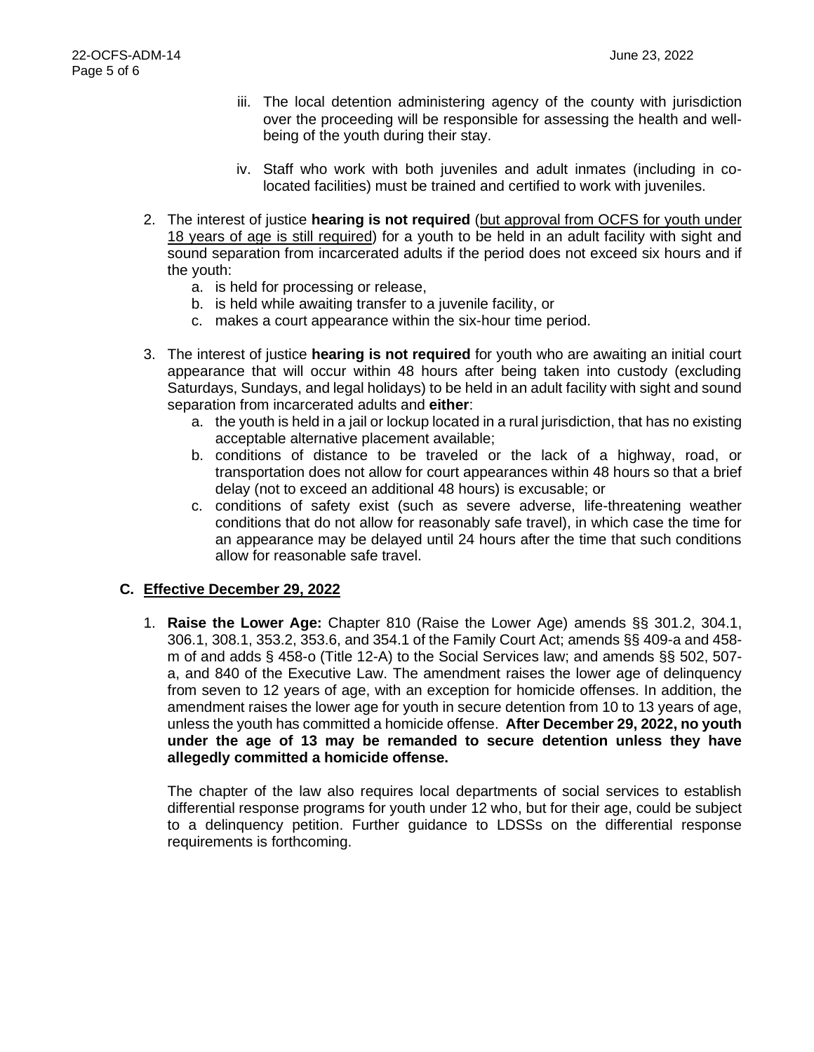iii. The local detention administering agency of the county with jurisdiction over the proceeding will be responsible for assessing the health and well-being of the youth during their stay.

iv. Staff who work with both juveniles and adult inmates (including in co-located facilities) must be trained and certified to work with juveniles.

2. The interest of justice **hearing is not required** (<u>but approval from OCFS for youth under 18 years of age is still required</u>) for a youth to be held in an adult facility with sight and sound separation from incarcerated adults if the period does not exceed six hours and if the youth:
   a. is held for processing or release,
   b. is held while awaiting transfer to a juvenile facility, or
   c. makes a court appearance within the six-hour time period.

3. The interest of justice **hearing is not required** for youth who are awaiting an initial court appearance that will occur within 48 hours after being taken into custody (excluding Saturdays, Sundays, and legal holidays) to be held in an adult facility with sight and sound separation from incarcerated adults and **either**:
   a. the youth is held in a jail or lockup located in a rural jurisdiction, that has no existing acceptable alternative placement available;
   b. conditions of distance to be traveled or the lack of a highway, road, or transportation does not allow for court appearances within 48 hours so that a brief delay (not to exceed an additional 48 hours) is excusable; or
   c. conditions of safety exist (such as severe adverse, life-threatening weather conditions that do not allow for reasonably safe travel), in which case the time for an appearance may be delayed until 24 hours after the time that such conditions allow for reasonable safe travel.

### C. <u>Effective December 29, 2022</u>

1. **Raise the Lower Age:** Chapter 810 (Raise the Lower Age) amends §§ 301.2, 304.1, 306.1, 308.1, 353.2, 353.6, and 354.1 of the Family Court Act; amends §§ 409-a and 458-m of and adds § 458-o (Title 12-A) to the Social Services law; and amends §§ 502, 507-a, and 840 of the Executive Law. The amendment raises the lower age of delinquency from seven to 12 years of age, with an exception for homicide offenses. In addition, the amendment raises the lower age for youth in secure detention from 10 to 13 years of age, unless the youth has committed a homicide offense. **After December 29, 2022, no youth under the age of 13 may be remanded to secure detention unless they have allegedly committed a homicide offense.**

   The chapter of the law also requires local departments of social services to establish differential response programs for youth under 12 who, but for their age, could be subject to a delinquency petition. Further guidance to LDSSs on the differential response requirements is forthcoming.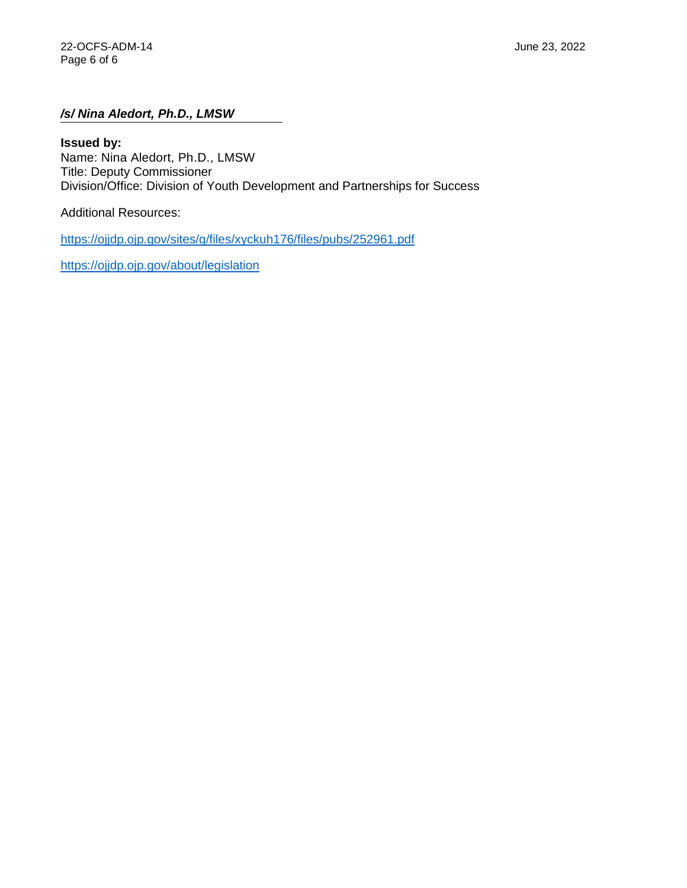***/s/ Nina Aledort, Ph.D., LMSW***

**Issued by:**
Name: Nina Aledort, Ph.D., LMSW
Title: Deputy Commissioner
Division/Office: Division of Youth Development and Partnerships for Success

Additional Resources:

https://ojjdp.ojp.gov/sites/g/files/xyckuh176/files/pubs/252961.pdf

https://ojjdp.ojp.gov/about/legislation